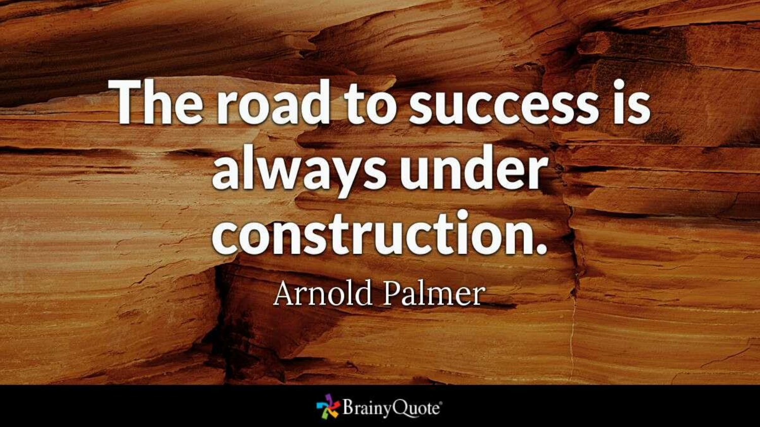The road to success is always under construction.

Arnold Palmer

BrainyQuote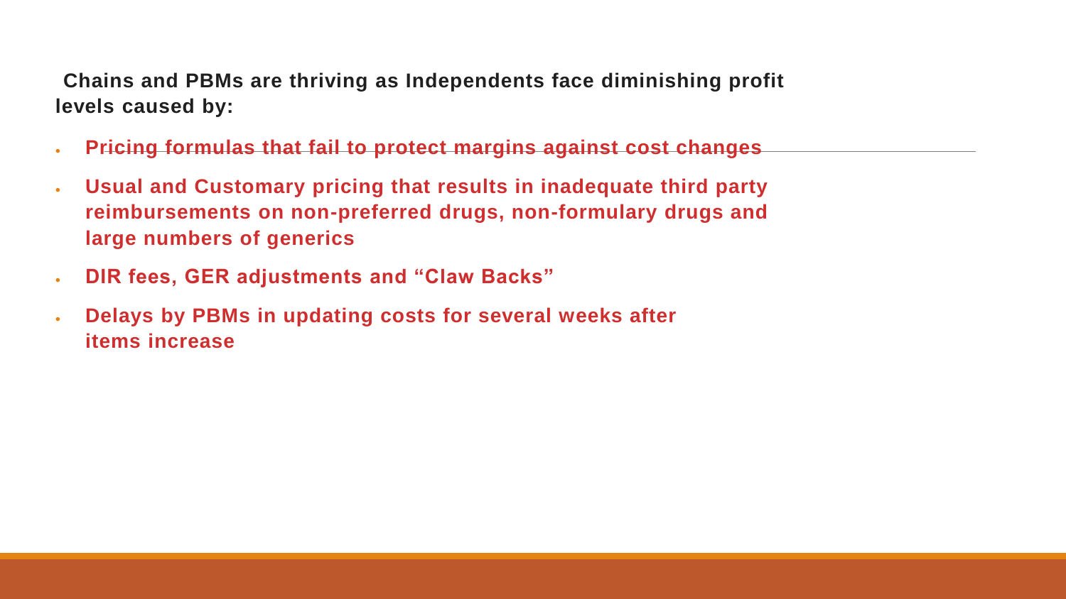**Chains and PBMs are thriving as Independents face diminishing profit levels caused by:**

- **Pricing formulas that fail to protect margins against cost changes**
- **Usual and Customary pricing that results in inadequate third party reimbursements on non-preferred drugs, non-formulary drugs and large numbers of generics**
- **DIR fees, GER adjustments and "Claw Backs"**
- **Delays by PBMs in updating costs for several weeks after items increase**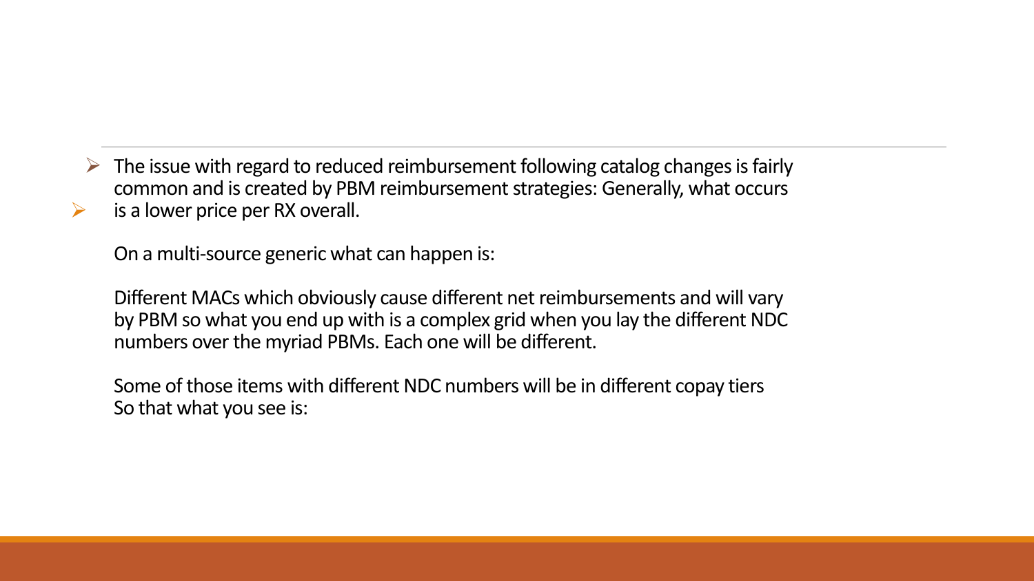- The issue with regard to reduced reimbursement following catalog changes is fairly common and is created by PBM reimbursement strategies: Generally, what occurs
- is a lower price per RX overall.

  On a multi-source generic what can happen is:

  Different MACs which obviously cause different net reimbursements and will vary by PBM so what you end up with is a complex grid when you lay the different NDC numbers over the myriad PBMs. Each one will be different.

  Some of those items with different NDC numbers will be in different copay tiers
  So that what you see is: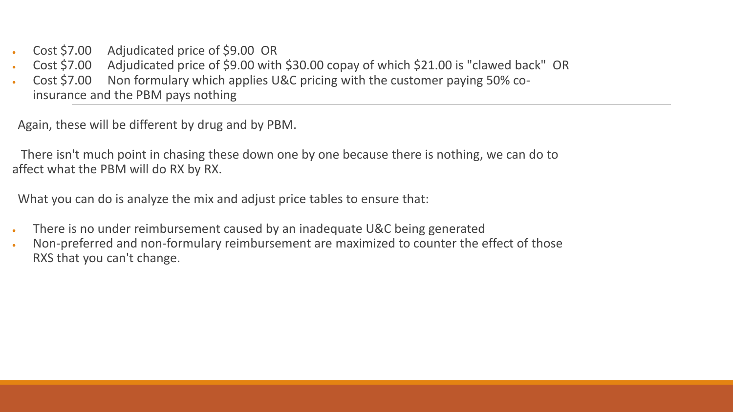- Cost $7.00 Adjudicated price of $9.00 OR
- Cost $7.00 Adjudicated price of $9.00 with $30.00 copay of which $21.00 is "clawed back" OR
- Cost $7.00 Non formulary which applies U&C pricing with the customer paying 50% co-insurance and the PBM pays nothing

---

Again, these will be different by drug and by PBM.

There isn't much point in chasing these down one by one because there is nothing, we can do to affect what the PBM will do RX by RX.

What you can do is analyze the mix and adjust price tables to ensure that:

- There is no under reimbursement caused by an inadequate U&C being generated
- Non-preferred and non-formulary reimbursement are maximized to counter the effect of those RXS that you can't change.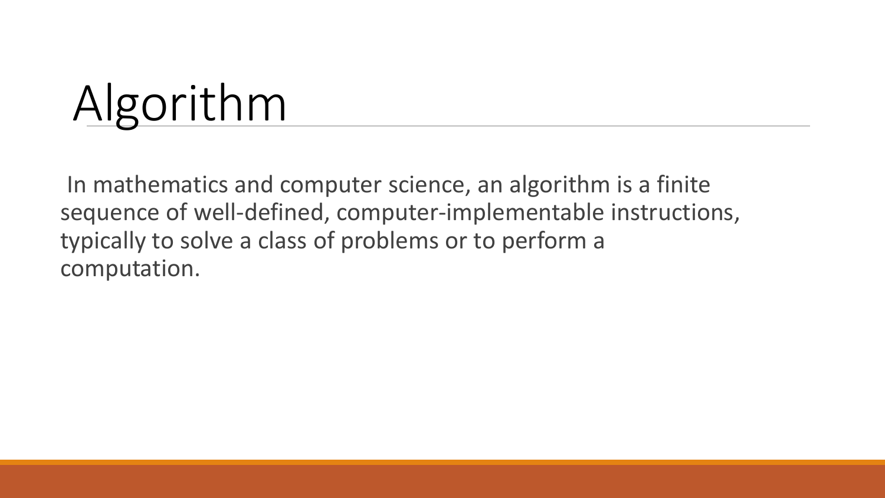# Algorithm

In mathematics and computer science, an algorithm is a finite sequence of well-defined, computer-implementable instructions, typically to solve a class of problems or to perform a computation.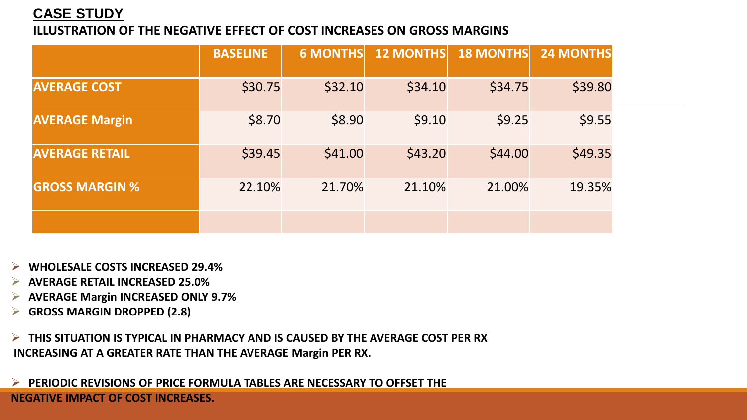## CASE STUDY

### ILLUSTRATION OF THE NEGATIVE EFFECT OF COST INCREASES ON GROSS MARGINS

| | BASELINE | 6 MONTHS | 12 MONTHS | 18 MONTHS | 24 MONTHS |
|---|---|---|---|---|---|
| AVERAGE COST | $30.75 | $32.10 | $34.10 | $34.75 | $39.80 |
| AVERAGE Margin | $8.70 | $8.90 | $9.10 | $9.25 | $9.55 |
| AVERAGE RETAIL | $39.45 | $41.00 | $43.20 | $44.00 | $49.35 |
| GROSS MARGIN % | 22.10% | 21.70% | 21.10% | 21.00% | 19.35% |
| | | | | | |

- **WHOLESALE COSTS INCREASED 29.4%**
- **AVERAGE RETAIL INCREASED 25.0%**
- **AVERAGE Margin INCREASED ONLY 9.7%**
- **GROSS MARGIN DROPPED (2.8)**

- **THIS SITUATION IS TYPICAL IN PHARMACY AND IS CAUSED BY THE AVERAGE COST PER RX INCREASING AT A GREATER RATE THAN THE AVERAGE Margin PER RX.**

- **PERIODIC REVISIONS OF PRICE FORMULA TABLES ARE NECESSARY TO OFFSET THE NEGATIVE IMPACT OF COST INCREASES.**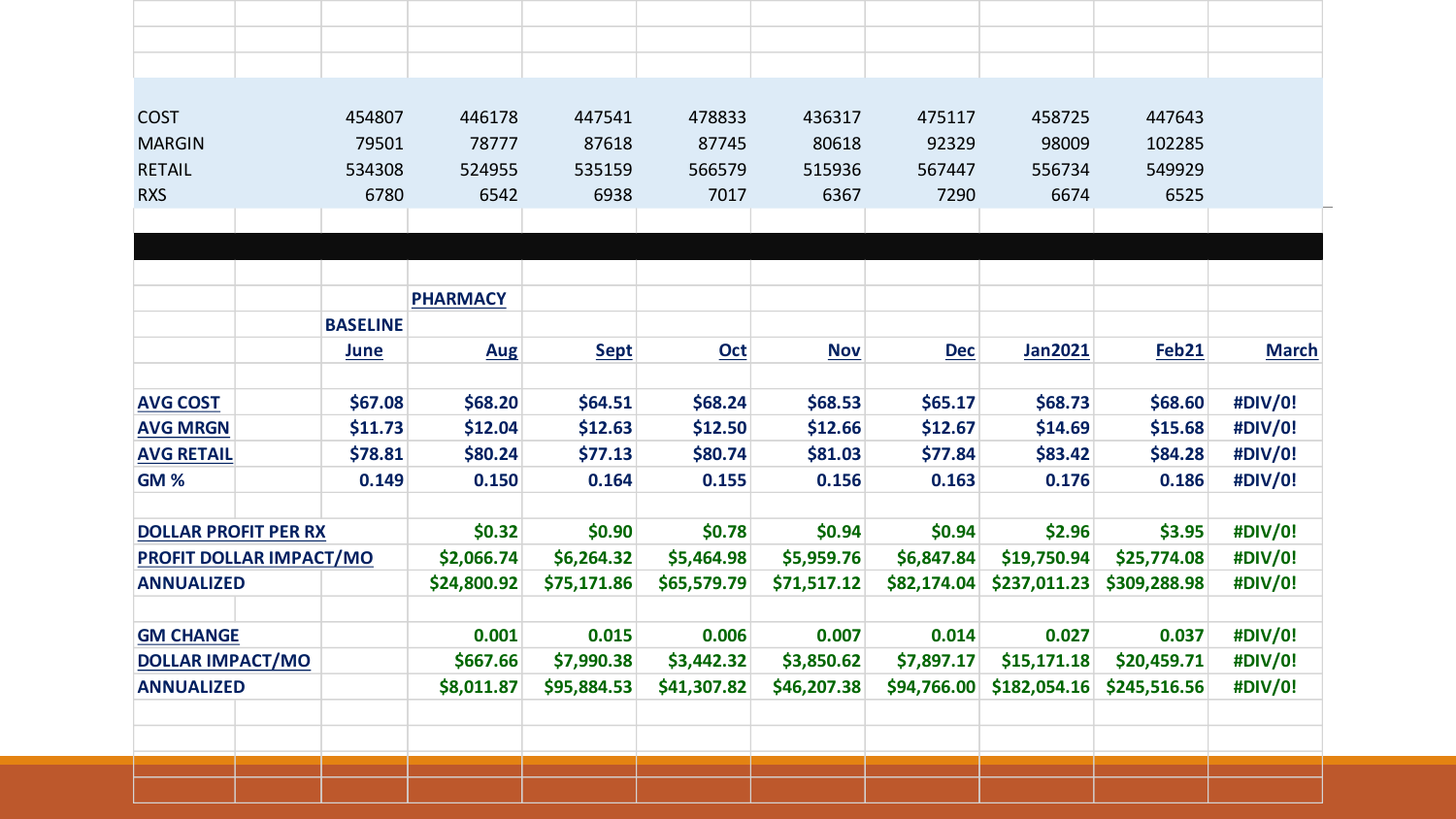| | | | | | | | | | |
|---|---|---|---|---|---|---|---|---|---|
| COST | | 454807 | 446178 | 447541 | 478833 | 436317 | 475117 | 458725 | 447643 | |
| MARGIN | | 79501 | 78777 | 87618 | 87745 | 80618 | 92329 | 98009 | 102285 | |
| RETAIL | | 534308 | 524955 | 535159 | 566579 | 515936 | 567447 | 556734 | 549929 | |
| RXS | | 6780 | 6542 | 6938 | 7017 | 6367 | 7290 | 6674 | 6525 | |

| | | | **PHARMACY** | | | | | | | |
|---|---|---|---|---|---|---|---|---|---|---|
| | | **BASELINE** | | | | | | | | |
| | | **June** | **Aug** | **Sept** | **Oct** | **Nov** | **Dec** | **Jan2021** | **Feb21** | **March** |
| **AVG COST** | | **$67.08** | **$68.20** | **$64.51** | **$68.24** | **$68.53** | **$65.17** | **$68.73** | **$68.60** | **#DIV/0!** |
| **AVG MRGN** | | **$11.73** | **$12.04** | **$12.63** | **$12.50** | **$12.66** | **$12.67** | **$14.69** | **$15.68** | **#DIV/0!** |
| **AVG RETAIL** | | **$78.81** | **$80.24** | **$77.13** | **$80.74** | **$81.03** | **$77.84** | **$83.42** | **$84.28** | **#DIV/0!** |
| **GM %** | | **0.149** | **0.150** | **0.164** | **0.155** | **0.156** | **0.163** | **0.176** | **0.186** | **#DIV/0!** |
| | | | | | | | | | | |
| **DOLLAR PROFIT PER RX** | | | **$0.32** | **$0.90** | **$0.78** | **$0.94** | **$0.94** | **$2.96** | **$3.95** | **#DIV/0!** |
| **PROFIT DOLLAR IMPACT/MO** | | | **$2,066.74** | **$6,264.32** | **$5,464.98** | **$5,959.76** | **$6,847.84** | **$19,750.94** | **$25,774.08** | **#DIV/0!** |
| **ANNUALIZED** | | | **$24,800.92** | **$75,171.86** | **$65,579.79** | **$71,517.12** | **$82,174.04** | **$237,011.23** | **$309,288.98** | **#DIV/0!** |
| | | | | | | | | | | |
| **GM CHANGE** | | | **0.001** | **0.015** | **0.006** | **0.007** | **0.014** | **0.027** | **0.037** | **#DIV/0!** |
| **DOLLAR IMPACT/MO** | | | **$667.66** | **$7,990.38** | **$3,442.32** | **$3,850.62** | **$7,897.17** | **$15,171.18** | **$20,459.71** | **#DIV/0!** |
| **ANNUALIZED** | | | **$8,011.87** | **$95,884.53** | **$41,307.82** | **$46,207.38** | **$94,766.00** | **$182,054.16** | **$245,516.56** | **#DIV/0!** |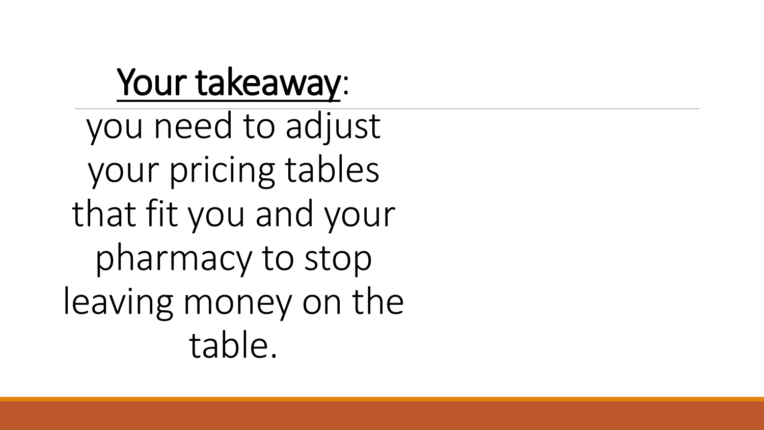## <u>Your takeaway</u>:

you need to adjust your pricing tables that fit you and your pharmacy to stop leaving money on the table.